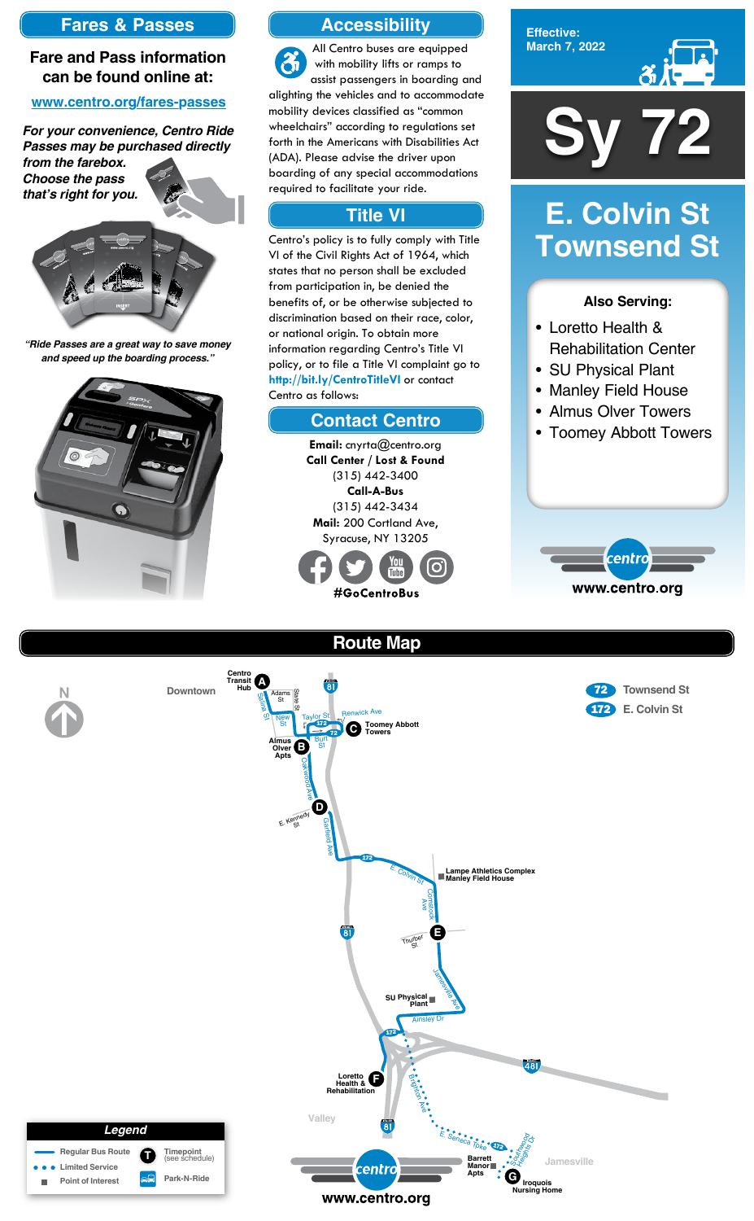## Fares & Passes

**Fare and Pass information can be found online at:**

www.centro.org/fares-passes

*For your convenience, Centro Ride Passes may be purchased directly from the farebox. Choose the pass that's right for you.*

*"Ride Passes are a great way to save money and speed up the boarding process."*

## Accessibility

All Centro buses are equipped with mobility lifts or ramps to assist passengers in boarding and alighting the vehicles and to accommodate mobility devices classified as "common wheelchairs" according to regulations set forth in the Americans with Disabilities Act (ADA). Please advise the driver upon boarding of any special accommodations required to facilitate your ride.

## Title VI

Centro's policy is to fully comply with Title VI of the Civil Rights Act of 1964, which states that no person shall be excluded from participation in, be denied the benefits of, or be otherwise subjected to discrimination based on their race, color, or national origin. To obtain more information regarding Centro's Title VI policy, or to file a Title VI complaint go to http://bit.ly/CentroTitleVI or contact Centro as follows:

## Contact Centro

**Email:** cnyrta@centro.org
**Call Center / Lost & Found**
(315) 442-3400
**Call-A-Bus**
(315) 442-3434
**Mail:** 200 Cortland Ave, Syracuse, NY 13205

**#GoCentroBus**

**Effective: March 7, 2022**

# Sy 72

## E. Colvin St Townsend St

**Also Serving:**

- Loretto Health & Rehabilitation Center
- SU Physical Plant
- Manley Field House
- Almus Olver Towers
- Toomey Abbott Towers

www.centro.org

## Route Map

72 Townsend St
172 E. Colvin St

A Centro Transit Hub
B Almus Olver Apts
C Toomey Abbott Towers
D E. Kennedy St / Garfield Ave
E Thurber St
F Loretto Health & Rehabilitation
G Iroquois Nursing Home

Downtown, Valley, Jamesville, Lampe Athletics Complex / Manley Field House, SU Physical Plant, Barrett Manor Apts

**Legend**

- Regular Bus Route
- Limited Service
- Point of Interest
- Timepoint (see schedule)
- Park-N-Ride

www.centro.org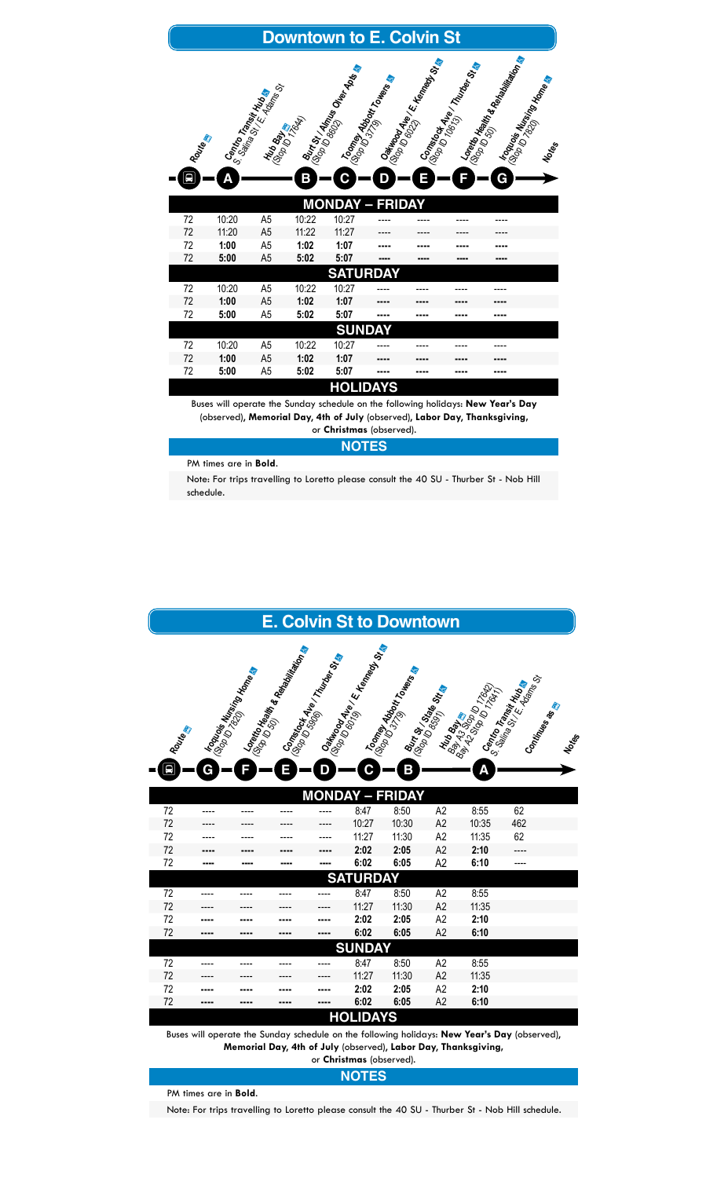## Downtown to E. Colvin St

| Route | A Centro Transit Hub S. Salina St / E. Adams St | Hub Bay (Stop ID 17644) | B Burt St / Almus Olver Apts (Stop ID 8602) | C Toomey Abbott Towers (Stop ID 3779) | D Oakwood Ave / E. Kennedy St (Stop ID 6022) | E Comstock Ave / Thurber St (Stop ID 18613) | F Loretto Health & Rehabilitation (Stop ID 50) | G Iroquois Nursing Home (Stop ID 7820) | Notes |
|---|---|---|---|---|---|---|---|---|---|
| **MONDAY – FRIDAY** | | | | | | | | | |
| 72 | 10:20 | A5 | 10:22 | 10:27 | ---- | ---- | ---- | ---- | |
| 72 | 11:20 | A5 | 11:22 | 11:27 | ---- | ---- | ---- | ---- | |
| 72 | **1:00** | A5 | **1:02** | **1:07** | ---- | ---- | ---- | ---- | |
| 72 | **5:00** | A5 | **5:02** | **5:07** | ---- | ---- | ---- | ---- | |
| **SATURDAY** | | | | | | | | | |
| 72 | 10:20 | A5 | 10:22 | 10:27 | ---- | ---- | ---- | ---- | |
| 72 | **1:00** | A5 | **1:02** | **1:07** | ---- | ---- | ---- | ---- | |
| 72 | **5:00** | A5 | **5:02** | **5:07** | ---- | ---- | ---- | ---- | |
| **SUNDAY** | | | | | | | | | |
| 72 | 10:20 | A5 | 10:22 | 10:27 | ---- | ---- | ---- | ---- | |
| 72 | **1:00** | A5 | **1:02** | **1:07** | ---- | ---- | ---- | ---- | |
| 72 | **5:00** | A5 | **5:02** | **5:07** | ---- | ---- | ---- | ---- | |

### HOLIDAYS

Buses will operate the Sunday schedule on the following holidays: **New Year's Day** (observed), **Memorial Day**, **4th of July** (observed), **Labor Day**, **Thanksgiving**, or **Christmas** (observed).

### NOTES

PM times are in **Bold**.

Note: For trips travelling to Loretto please consult the 40 SU - Thurber St - Nob Hill schedule.

## E. Colvin St to Downtown

| Route | G Iroquois Nursing Home (Stop ID 7820) | F Loretto Health & Rehabilitation (Stop ID 50) | E Comstock Ave / Thurber St (Stop ID 5900) | D Oakwood Ave / E. Kennedy St (Stop ID 6019) | C Toomey Abbott Towers (Stop ID 3779) | B Burt St / State St (Stop ID 8591) | Hub Bay Bay A3 Stop ID 17642 / Bay A2 Stop ID 17641 | A Centro Transit Hub S. Salina St / E. Adams St | Continues as | Notes |
|---|---|---|---|---|---|---|---|---|---|---|
| **MONDAY – FRIDAY** | | | | | | | | | | |
| 72 | ---- | ---- | ---- | ---- | 8:47 | 8:50 | A2 | 8:55 | 62 | |
| 72 | ---- | ---- | ---- | ---- | 10:27 | 10:30 | A2 | 10:35 | 462 | |
| 72 | ---- | ---- | ---- | ---- | 11:27 | 11:30 | A2 | 11:35 | 62 | |
| 72 | ---- | ---- | ---- | ---- | **2:02** | **2:05** | A2 | **2:10** | ---- | |
| 72 | ---- | ---- | ---- | ---- | **6:02** | **6:05** | A2 | **6:10** | ---- | |
| **SATURDAY** | | | | | | | | | | |
| 72 | ---- | ---- | ---- | ---- | 8:47 | 8:50 | A2 | 8:55 | | |
| 72 | ---- | ---- | ---- | ---- | 11:27 | 11:30 | A2 | 11:35 | | |
| 72 | ---- | ---- | ---- | ---- | **2:02** | **2:05** | A2 | **2:10** | | |
| 72 | ---- | ---- | ---- | ---- | **6:02** | **6:05** | A2 | **6:10** | | |
| **SUNDAY** | | | | | | | | | | |
| 72 | ---- | ---- | ---- | ---- | 8:47 | 8:50 | A2 | 8:55 | | |
| 72 | ---- | ---- | ---- | ---- | 11:27 | 11:30 | A2 | 11:35 | | |
| 72 | ---- | ---- | ---- | ---- | **2:02** | **2:05** | A2 | **2:10** | | |
| 72 | ---- | ---- | ---- | ---- | **6:02** | **6:05** | A2 | **6:10** | | |

### HOLIDAYS

Buses will operate the Sunday schedule on the following holidays: **New Year's Day** (observed), **Memorial Day**, **4th of July** (observed), **Labor Day**, **Thanksgiving**, or **Christmas** (observed).

### NOTES

PM times are in **Bold**.

Note: For trips travelling to Loretto please consult the 40 SU - Thurber St - Nob Hill schedule.